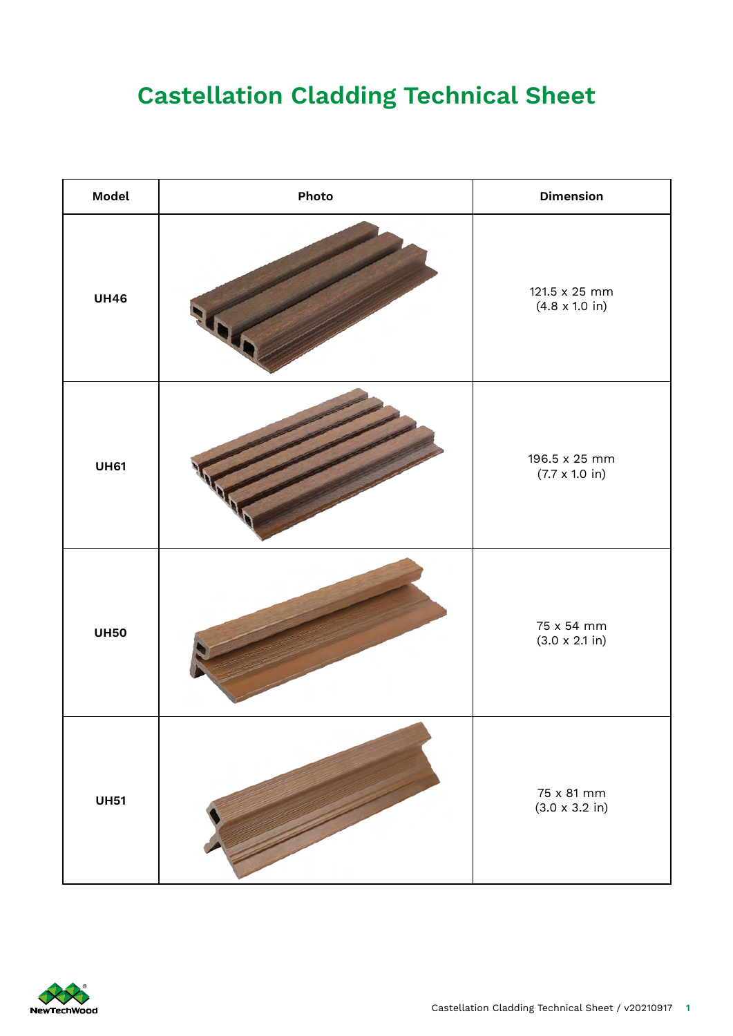# Castellation Cladding Technical Sheet

| Model | Photo | Dimension |
|---|---|---|
| **UH46** | | 121.5 x 25 mm<br>(4.8 x 1.0 in) |
| **UH61** | | 196.5 x 25 mm<br>(7.7 x 1.0 in) |
| **UH50** | | 75 x 54 mm<br>(3.0 x 2.1 in) |
| **UH51** | | 75 x 81 mm<br>(3.0 x 3.2 in) |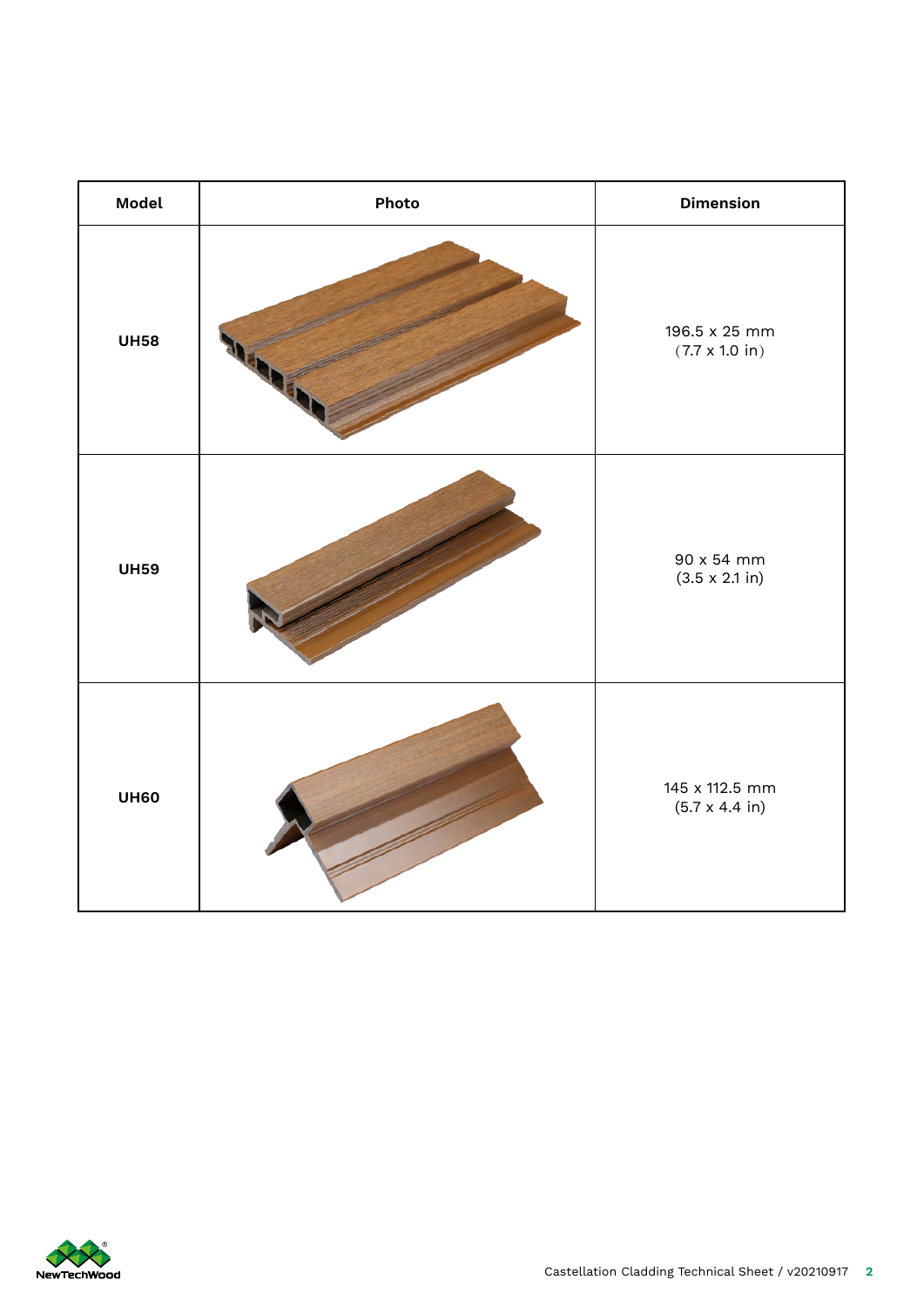| Model | Photo | Dimension |
|---|---|---|
| **UH58** | | 196.5 x 25 mm<br>(7.7 x 1.0 in) |
| **UH59** | | 90 x 54 mm<br>(3.5 x 2.1 in) |
| **UH60** | | 145 x 112.5 mm<br>(5.7 x 4.4 in) |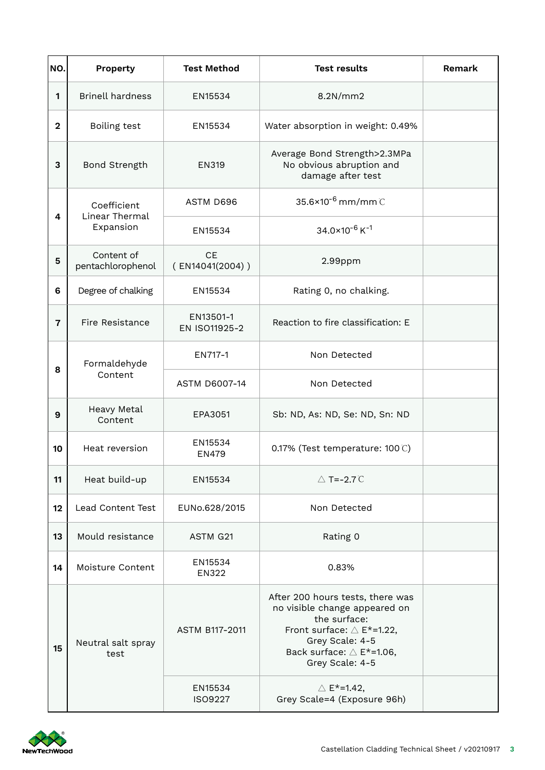| NO. | Property | Test Method | Test results | Remark |
|---|---|---|---|---|
| 1 | Brinell hardness | EN15534 | 8.2N/mm2 | |
| 2 | Boiling test | EN15534 | Water absorption in weight: 0.49% | |
| 3 | Bond Strength | EN319 | Average Bond Strength>2.3MPa No obvious abruption and damage after test | |
| 4 | Coefficient Linear Thermal Expansion | ASTM D696 | $35.6\times10^{-6}$ mm/mm ℃ | |
| | | EN15534 | $34.0\times10^{-6}$ $K^{-1}$ | |
| 5 | Content of pentachlorophenol | CE ( EN14041(2004) ) | 2.99ppm | |
| 6 | Degree of chalking | EN15534 | Rating 0, no chalking. | |
| 7 | Fire Resistance | EN13501-1 EN ISO11925-2 | Reaction to fire classification: E | |
| 8 | Formaldehyde Content | EN717-1 | Non Detected | |
| | | ASTM D6007-14 | Non Detected | |
| 9 | Heavy Metal Content | EPA3051 | Sb: ND, As: ND, Se: ND, Sn: ND | |
| 10 | Heat reversion | EN15534 EN479 | 0.17% (Test temperature: 100 ℃) | |
| 11 | Heat build-up | EN15534 | △ T=-2.7 ℃ | |
| 12 | Lead Content Test | EUNo.628/2015 | Non Detected | |
| 13 | Mould resistance | ASTM G21 | Rating 0 | |
| 14 | Moisture Content | EN15534 EN322 | 0.83% | |
| 15 | Neutral salt spray test | ASTM B117-2011 | After 200 hours tests, there was no visible change appeared on the surface: Front surface: △ E*=1.22, Grey Scale: 4-5 Back surface: △ E*=1.06, Grey Scale: 4-5 | |
| | | EN15534 ISO9227 | △ E*=1.42, Grey Scale=4 (Exposure 96h) | |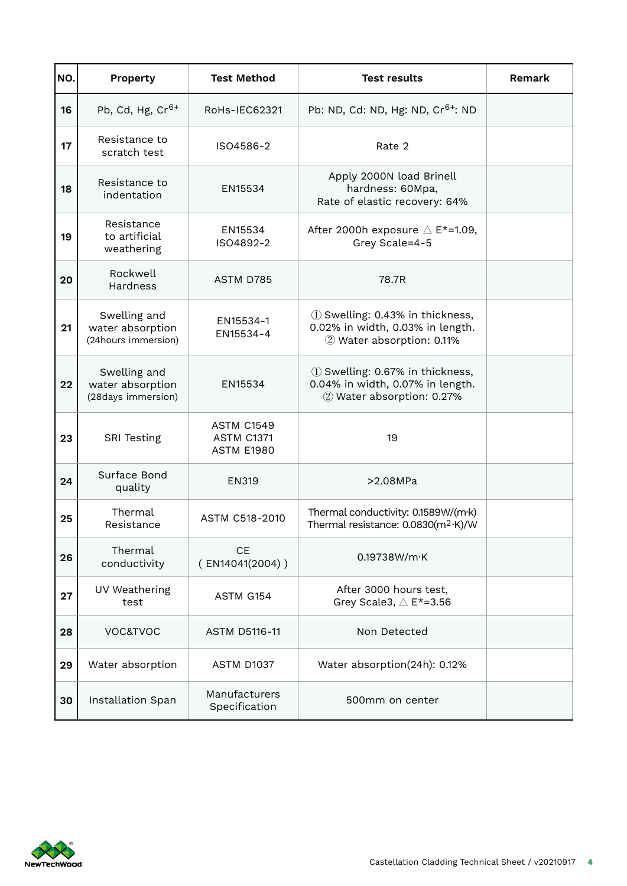| NO. | Property | Test Method | Test results | Remark |
|---|---|---|---|---|
| 16 | Pb, Cd, Hg, $Cr^{6+}$ | RoHs-IEC62321 | Pb: ND, Cd: ND, Hg: ND, $Cr^{6+}$: ND | |
| 17 | Resistance to scratch test | ISO4586-2 | Rate 2 | |
| 18 | Resistance to indentation | EN15534 | Apply 2000N load Brinell hardness: 60Mpa, Rate of elastic recovery: 64% | |
| 19 | Resistance to artificial weathering | EN15534 ISO4892-2 | After 2000h exposure $\triangle$ E*=1.09, Grey Scale=4-5 | |
| 20 | Rockwell Hardness | ASTM D785 | 78.7R | |
| 21 | Swelling and water absorption (24hours immersion) | EN15534-1 EN15534-4 | ① Swelling: 0.43% in thickness, 0.02% in width, 0.03% in length. ② Water absorption: 0.11% | |
| 22 | Swelling and water absorption (28days immersion) | EN15534 | ① Swelling: 0.67% in thickness, 0.04% in width, 0.07% in length. ② Water absorption: 0.27% | |
| 23 | SRI Testing | ASTM C1549 ASTM C1371 ASTM E1980 | 19 | |
| 24 | Surface Bond quality | EN319 | >2.08MPa | |
| 25 | Thermal Resistance | ASTM C518-2010 | Thermal conductivity: 0.1589W/(m·k) Thermal resistance: 0.0830($m^2$·K)/W | |
| 26 | Thermal conductivity | CE ( EN14041(2004) ) | 0.19738W/m·K | |
| 27 | UV Weathering test | ASTM G154 | After 3000 hours test, Grey Scale3, $\triangle$ E*=3.56 | |
| 28 | VOC&TVOC | ASTM D5116-11 | Non Detected | |
| 29 | Water absorption | ASTM D1037 | Water absorption(24h): 0.12% | |
| 30 | Installation Span | Manufacturers Specification | 500mm on center | |